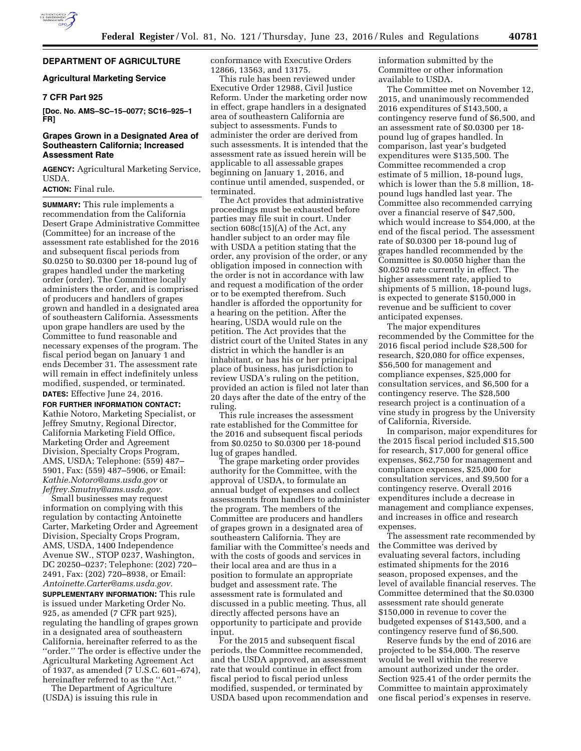# DEPARTMENT OF AGRICULTURE

## Agricultural Marketing Service

### 7 CFR Part 925

**[Doc. No. AMS–SC–15–0077; SC16–925–1 FR]**

### Grapes Grown in a Designated Area of Southeastern California; Increased Assessment Rate

**AGENCY:** Agricultural Marketing Service, USDA.

**ACTION:** Final rule.

**SUMMARY:** This rule implements a recommendation from the California Desert Grape Administrative Committee (Committee) for an increase of the assessment rate established for the 2016 and subsequent fiscal periods from $0.0250 to $0.0300 per 18-pound lug of grapes handled under the marketing order (order). The Committee locally administers the order, and is comprised of producers and handlers of grapes grown and handled in a designated area of southeastern California. Assessments upon grape handlers are used by the Committee to fund reasonable and necessary expenses of the program. The fiscal period began on January 1 and ends December 31. The assessment rate will remain in effect indefinitely unless modified, suspended, or terminated.

**DATES:** Effective June 24, 2016.

**FOR FURTHER INFORMATION CONTACT:** Kathie Notoro, Marketing Specialist, or Jeffrey Smutny, Regional Director, California Marketing Field Office, Marketing Order and Agreement Division, Specialty Crops Program, AMS, USDA; Telephone: (559) 487–5901, Fax: (559) 487–5906, or Email: *Kathie.Notoro@ams.usda.gov* or *Jeffrey.Smutny@ams.usda.gov*.

Small businesses may request information on complying with this regulation by contacting Antoinette Carter, Marketing Order and Agreement Division, Specialty Crops Program, AMS, USDA, 1400 Independence Avenue SW., STOP 0237, Washington, DC 20250–0237; Telephone: (202) 720–2491, Fax: (202) 720–8938, or Email: *Antoinette.Carter@ams.usda.gov.*

**SUPPLEMENTARY INFORMATION:** This rule is issued under Marketing Order No. 925, as amended (7 CFR part 925), regulating the handling of grapes grown in a designated area of southeastern California, hereinafter referred to as the "order." The order is effective under the Agricultural Marketing Agreement Act of 1937, as amended (7 U.S.C. 601–674), hereinafter referred to as the "Act."

The Department of Agriculture (USDA) is issuing this rule in conformance with Executive Orders 12866, 13563, and 13175.

This rule has been reviewed under Executive Order 12988, Civil Justice Reform. Under the marketing order now in effect, grape handlers in a designated area of southeastern California are subject to assessments. Funds to administer the order are derived from such assessments. It is intended that the assessment rate as issued herein will be applicable to all assessable grapes beginning on January 1, 2016, and continue until amended, suspended, or terminated.

The Act provides that administrative proceedings must be exhausted before parties may file suit in court. Under section 608c(15)(A) of the Act, any handler subject to an order may file with USDA a petition stating that the order, any provision of the order, or any obligation imposed in connection with the order is not in accordance with law and request a modification of the order or to be exempted therefrom. Such handler is afforded the opportunity for a hearing on the petition. After the hearing, USDA would rule on the petition. The Act provides that the district court of the United States in any district in which the handler is an inhabitant, or has his or her principal place of business, has jurisdiction to review USDA's ruling on the petition, provided an action is filed not later than 20 days after the date of the entry of the ruling.

This rule increases the assessment rate established for the Committee for the 2016 and subsequent fiscal periods from $0.0250 to $0.0300 per 18-pound lug of grapes handled.

The grape marketing order provides authority for the Committee, with the approval of USDA, to formulate an annual budget of expenses and collect assessments from handlers to administer the program. The members of the Committee are producers and handlers of grapes grown in a designated area of southeastern California. They are familiar with the Committee's needs and with the costs of goods and services in their local area and are thus in a position to formulate an appropriate budget and assessment rate. The assessment rate is formulated and discussed in a public meeting. Thus, all directly affected persons have an opportunity to participate and provide input.

For the 2015 and subsequent fiscal periods, the Committee recommended, and the USDA approved, an assessment rate that would continue in effect from fiscal period to fiscal period unless modified, suspended, or terminated by USDA based upon recommendation and information submitted by the Committee or other information available to USDA.

The Committee met on November 12, 2015, and unanimously recommended 2016 expenditures of $143,500, a contingency reserve fund of $6,500, and an assessment rate of $0.0300 per 18-pound lug of grapes handled. In comparison, last year's budgeted expenditures were $135,500. The Committee recommended a crop estimate of 5 million, 18-pound lugs, which is lower than the 5.8 million, 18-pound lugs handled last year. The Committee also recommended carrying over a financial reserve of $47,500, which would increase to $54,000, at the end of the fiscal period. The assessment rate of $0.0300 per 18-pound lug of grapes handled recommended by the Committee is $0.0050 higher than the $0.0250 rate currently in effect. The higher assessment rate, applied to shipments of 5 million, 18-pound lugs, is expected to generate $150,000 in revenue and be sufficient to cover anticipated expenses.

The major expenditures recommended by the Committee for the 2016 fiscal period include $28,500 for research, $20,080 for office expenses, $56,500 for management and compliance expenses, $25,000 for consultation services, and $6,500 for a contingency reserve. The $28,500 research project is a continuation of a vine study in progress by the University of California, Riverside.

In comparison, major expenditures for the 2015 fiscal period included $15,500 for research, $17,000 for general office expenses, $62,750 for management and compliance expenses, $25,000 for consultation services, and $9,500 for a contingency reserve. Overall 2016 expenditures include a decrease in management and compliance expenses, and increases in office and research expenses.

The assessment rate recommended by the Committee was derived by evaluating several factors, including estimated shipments for the 2016 season, proposed expenses, and the level of available financial reserves. The Committee determined that the $0.0300 assessment rate should generate $150,000 in revenue to cover the budgeted expenses of $143,500, and a contingency reserve fund of $6,500.

Reserve funds by the end of 2016 are projected to be $54,000. The reserve would be well within the reserve amount authorized under the order. Section 925.41 of the order permits the Committee to maintain approximately one fiscal period's expenses in reserve.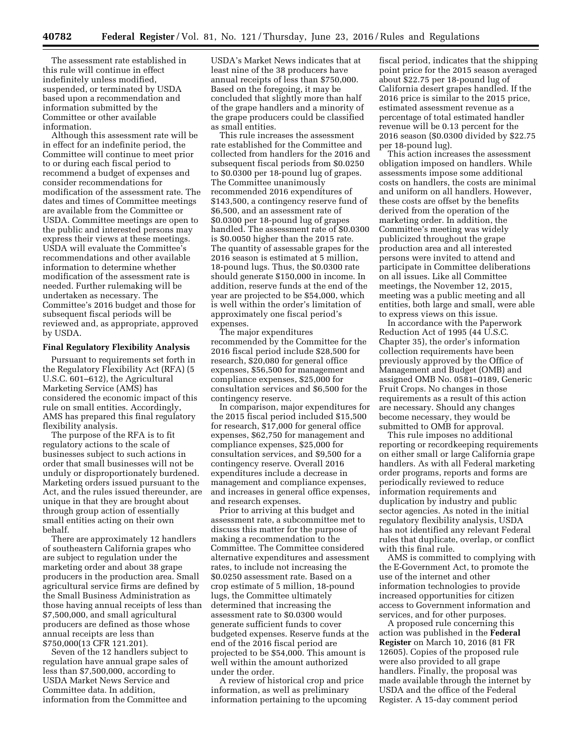The assessment rate established in this rule will continue in effect indefinitely unless modified, suspended, or terminated by USDA based upon a recommendation and information submitted by the Committee or other available information.

Although this assessment rate will be in effect for an indefinite period, the Committee will continue to meet prior to or during each fiscal period to recommend a budget of expenses and consider recommendations for modification of the assessment rate. The dates and times of Committee meetings are available from the Committee or USDA. Committee meetings are open to the public and interested persons may express their views at these meetings. USDA will evaluate the Committee's recommendations and other available information to determine whether modification of the assessment rate is needed. Further rulemaking will be undertaken as necessary. The Committee's 2016 budget and those for subsequent fiscal periods will be reviewed and, as appropriate, approved by USDA.

## Final Regulatory Flexibility Analysis

Pursuant to requirements set forth in the Regulatory Flexibility Act (RFA) (5 U.S.C. 601–612), the Agricultural Marketing Service (AMS) has considered the economic impact of this rule on small entities. Accordingly, AMS has prepared this final regulatory flexibility analysis.

The purpose of the RFA is to fit regulatory actions to the scale of businesses subject to such actions in order that small businesses will not be unduly or disproportionately burdened. Marketing orders issued pursuant to the Act, and the rules issued thereunder, are unique in that they are brought about through group action of essentially small entities acting on their own behalf.

There are approximately 12 handlers of southeastern California grapes who are subject to regulation under the marketing order and about 38 grape producers in the production area. Small agricultural service firms are defined by the Small Business Administration as those having annual receipts of less than $7,500,000, and small agricultural producers are defined as those whose annual receipts are less than $750,000(13 CFR 121.201).

Seven of the 12 handlers subject to regulation have annual grape sales of less than $7,500,000, according to USDA Market News Service and Committee data. In addition, information from the Committee and USDA's Market News indicates that at least nine of the 38 producers have annual receipts of less than $750,000. Based on the foregoing, it may be concluded that slightly more than half of the grape handlers and a minority of the grape producers could be classified as small entities.

This rule increases the assessment rate established for the Committee and collected from handlers for the 2016 and subsequent fiscal periods from $0.0250 to $0.0300 per 18-pound lug of grapes. The Committee unanimously recommended 2016 expenditures of $143,500, a contingency reserve fund of $6,500, and an assessment rate of $0.0300 per 18-pound lug of grapes handled. The assessment rate of $0.0300 is $0.0050 higher than the 2015 rate. The quantity of assessable grapes for the 2016 season is estimated at 5 million, 18-pound lugs. Thus, the $0.0300 rate should generate $150,000 in income. In addition, reserve funds at the end of the year are projected to be $54,000, which is well within the order's limitation of approximately one fiscal period's expenses.

The major expenditures recommended by the Committee for the 2016 fiscal period include $28,500 for research, $20,080 for general office expenses, $56,500 for management and compliance expenses, $25,000 for consultation services and $6,500 for the contingency reserve.

In comparison, major expenditures for the 2015 fiscal period included $15,500 for research, $17,000 for general office expenses, $62,750 for management and compliance expenses, $25,000 for consultation services, and $9,500 for a contingency reserve. Overall 2016 expenditures include a decrease in management and compliance expenses, and increases in general office expenses, and research expenses.

Prior to arriving at this budget and assessment rate, a subcommittee met to discuss this matter for the purpose of making a recommendation to the Committee. The Committee considered alternative expenditures and assessment rates, to include not increasing the $0.0250 assessment rate. Based on a crop estimate of 5 million, 18-pound lugs, the Committee ultimately determined that increasing the assessment rate to $0.0300 would generate sufficient funds to cover budgeted expenses. Reserve funds at the end of the 2016 fiscal period are projected to be $54,000. This amount is well within the amount authorized under the order.

A review of historical crop and price information, as well as preliminary information pertaining to the upcoming fiscal period, indicates that the shipping point price for the 2015 season averaged about $22.75 per 18-pound lug of California desert grapes handled. If the 2016 price is similar to the 2015 price, estimated assessment revenue as a percentage of total estimated handler revenue will be 0.13 percent for the 2016 season ($0.0300 divided by $22.75 per 18-pound lug).

This action increases the assessment obligation imposed on handlers. While assessments impose some additional costs on handlers, the costs are minimal and uniform on all handlers. However, these costs are offset by the benefits derived from the operation of the marketing order. In addition, the Committee's meeting was widely publicized throughout the grape production area and all interested persons were invited to attend and participate in Committee deliberations on all issues. Like all Committee meetings, the November 12, 2015, meeting was a public meeting and all entities, both large and small, were able to express views on this issue.

In accordance with the Paperwork Reduction Act of 1995 (44 U.S.C. Chapter 35), the order's information collection requirements have been previously approved by the Office of Management and Budget (OMB) and assigned OMB No. 0581–0189, Generic Fruit Crops. No changes in those requirements as a result of this action are necessary. Should any changes become necessary, they would be submitted to OMB for approval.

This rule imposes no additional reporting or recordkeeping requirements on either small or large California grape handlers. As with all Federal marketing order programs, reports and forms are periodically reviewed to reduce information requirements and duplication by industry and public sector agencies. As noted in the initial regulatory flexibility analysis, USDA has not identified any relevant Federal rules that duplicate, overlap, or conflict with this final rule.

AMS is committed to complying with the E-Government Act, to promote the use of the internet and other information technologies to provide increased opportunities for citizen access to Government information and services, and for other purposes.

A proposed rule concerning this action was published in the **Federal Register** on March 10, 2016 (81 FR 12605). Copies of the proposed rule were also provided to all grape handlers. Finally, the proposal was made available through the internet by USDA and the office of the Federal Register. A 15-day comment period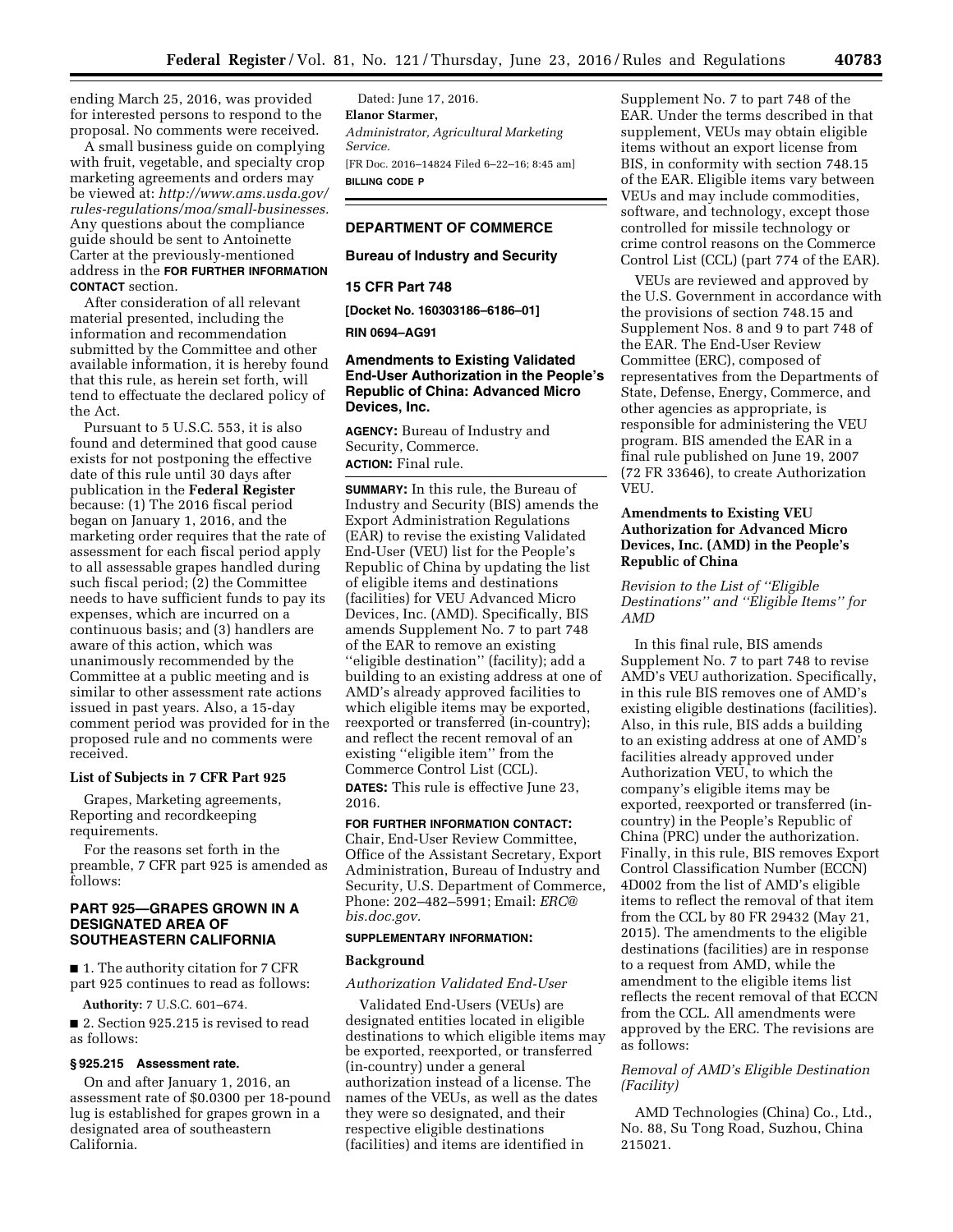ending March 25, 2016, was provided for interested persons to respond to the proposal. No comments were received.

A small business guide on complying with fruit, vegetable, and specialty crop marketing agreements and orders may be viewed at: *http://www.ams.usda.gov/rules-regulations/moa/small-businesses.* Any questions about the compliance guide should be sent to Antoinette Carter at the previously-mentioned address in the **FOR FURTHER INFORMATION CONTACT** section.

After consideration of all relevant material presented, including the information and recommendation submitted by the Committee and other available information, it is hereby found that this rule, as herein set forth, will tend to effectuate the declared policy of the Act.

Pursuant to 5 U.S.C. 553, it is also found and determined that good cause exists for not postponing the effective date of this rule until 30 days after publication in the **Federal Register** because: (1) The 2016 fiscal period began on January 1, 2016, and the marketing order requires that the rate of assessment for each fiscal period apply to all assessable grapes handled during such fiscal period; (2) the Committee needs to have sufficient funds to pay its expenses, which are incurred on a continuous basis; and (3) handlers are aware of this action, which was unanimously recommended by the Committee at a public meeting and is similar to other assessment rate actions issued in past years. Also, a 15-day comment period was provided for in the proposed rule and no comments were received.

**List of Subjects in 7 CFR Part 925**

Grapes, Marketing agreements, Reporting and recordkeeping requirements.

For the reasons set forth in the preamble, 7 CFR part 925 is amended as follows:

## PART 925—GRAPES GROWN IN A DESIGNATED AREA OF SOUTHEASTERN CALIFORNIA

■ 1. The authority citation for 7 CFR part 925 continues to read as follows:

**Authority:** 7 U.S.C. 601–674.

■ 2. Section 925.215 is revised to read as follows:

**§ 925.215 Assessment rate.**

On and after January 1, 2016, an assessment rate of $0.0300 per 18-pound lug is established for grapes grown in a designated area of southeastern California.

Dated: June 17, 2016.

**Elanor Starmer,**

*Administrator, Agricultural Marketing Service.*

[FR Doc. 2016–14824 Filed 6–22–16; 8:45 am]

**BILLING CODE P**

---

## DEPARTMENT OF COMMERCE

## Bureau of Industry and Security

## 15 CFR Part 748

**[Docket No. 160303186–6186–01]**

**RIN 0694–AG91**

## Amendments to Existing Validated End-User Authorization in the People's Republic of China: Advanced Micro Devices, Inc.

**AGENCY:** Bureau of Industry and Security, Commerce.

**ACTION:** Final rule.

**SUMMARY:** In this rule, the Bureau of Industry and Security (BIS) amends the Export Administration Regulations (EAR) to revise the existing Validated End-User (VEU) list for the People's Republic of China by updating the list of eligible items and destinations (facilities) for VEU Advanced Micro Devices, Inc. (AMD). Specifically, BIS amends Supplement No. 7 to part 748 of the EAR to remove an existing ''eligible destination'' (facility); add a building to an existing address at one of AMD's already approved facilities to which eligible items may be exported, reexported or transferred (in-country); and reflect the recent removal of an existing ''eligible item'' from the Commerce Control List (CCL).

**DATES:** This rule is effective June 23, 2016.

**FOR FURTHER INFORMATION CONTACT:** Chair, End-User Review Committee, Office of the Assistant Secretary, Export Administration, Bureau of Industry and Security, U.S. Department of Commerce, Phone: 202–482–5991; Email: *ERC@bis.doc.gov.*

**SUPPLEMENTARY INFORMATION:**

### Background

*Authorization Validated End-User*

Validated End-Users (VEUs) are designated entities located in eligible destinations to which eligible items may be exported, reexported, or transferred (in-country) under a general authorization instead of a license. The names of the VEUs, as well as the dates they were so designated, and their respective eligible destinations (facilities) and items are identified in Supplement No. 7 to part 748 of the EAR. Under the terms described in that supplement, VEUs may obtain eligible items without an export license from BIS, in conformity with section 748.15 of the EAR. Eligible items vary between VEUs and may include commodities, software, and technology, except those controlled for missile technology or crime control reasons on the Commerce Control List (CCL) (part 774 of the EAR).

VEUs are reviewed and approved by the U.S. Government in accordance with the provisions of section 748.15 and Supplement Nos. 8 and 9 to part 748 of the EAR. The End-User Review Committee (ERC), composed of representatives from the Departments of State, Defense, Energy, Commerce, and other agencies as appropriate, is responsible for administering the VEU program. BIS amended the EAR in a final rule published on June 19, 2007 (72 FR 33646), to create Authorization VEU.

### Amendments to Existing VEU Authorization for Advanced Micro Devices, Inc. (AMD) in the People's Republic of China

*Revision to the List of ''Eligible Destinations'' and ''Eligible Items'' for AMD*

In this final rule, BIS amends Supplement No. 7 to part 748 to revise AMD's VEU authorization. Specifically, in this rule BIS removes one of AMD's existing eligible destinations (facilities). Also, in this rule, BIS adds a building to an existing address at one of AMD's facilities already approved under Authorization VEU, to which the company's eligible items may be exported, reexported or transferred (in-country) in the People's Republic of China (PRC) under the authorization. Finally, in this rule, BIS removes Export Control Classification Number (ECCN) 4D002 from the list of AMD's eligible items to reflect the removal of that item from the CCL by 80 FR 29432 (May 21, 2015). The amendments to the eligible destinations (facilities) are in response to a request from AMD, while the amendment to the eligible items list reflects the recent removal of that ECCN from the CCL. All amendments were approved by the ERC. The revisions are as follows:

*Removal of AMD's Eligible Destination (Facility)*

AMD Technologies (China) Co., Ltd., No. 88, Su Tong Road, Suzhou, China 215021.